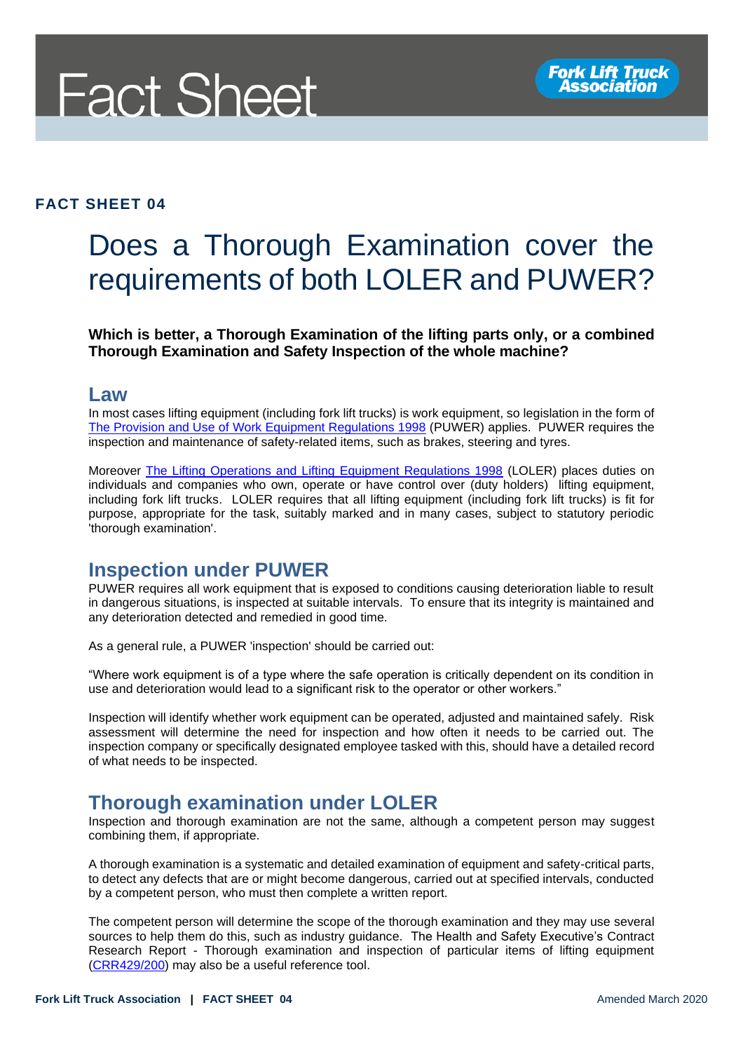# Fact Sheet

**FACT SHEET 04**

## Does a Thorough Examination cover the requirements of both LOLER and PUWER?

**Which is better, a Thorough Examination of the lifting parts only, or a combined Thorough Examination and Safety Inspection of the whole machine?**

### Law

In most cases lifting equipment (including fork lift trucks) is work equipment, so legislation in the form of The Provision and Use of Work Equipment Regulations 1998 (PUWER) applies. PUWER requires the inspection and maintenance of safety-related items, such as brakes, steering and tyres.

Moreover The Lifting Operations and Lifting Equipment Regulations 1998 (LOLER) places duties on individuals and companies who own, operate or have control over (duty holders) lifting equipment, including fork lift trucks. LOLER requires that all lifting equipment (including fork lift trucks) is fit for purpose, appropriate for the task, suitably marked and in many cases, subject to statutory periodic 'thorough examination'.

### Inspection under PUWER

PUWER requires all work equipment that is exposed to conditions causing deterioration liable to result in dangerous situations, is inspected at suitable intervals. To ensure that its integrity is maintained and any deterioration detected and remedied in good time.

As a general rule, a PUWER 'inspection' should be carried out:

"Where work equipment is of a type where the safe operation is critically dependent on its condition in use and deterioration would lead to a significant risk to the operator or other workers."

Inspection will identify whether work equipment can be operated, adjusted and maintained safely. Risk assessment will determine the need for inspection and how often it needs to be carried out. The inspection company or specifically designated employee tasked with this, should have a detailed record of what needs to be inspected.

### Thorough examination under LOLER

Inspection and thorough examination are not the same, although a competent person may suggest combining them, if appropriate.

A thorough examination is a systematic and detailed examination of equipment and safety-critical parts, to detect any defects that are or might become dangerous, carried out at specified intervals, conducted by a competent person, who must then complete a written report.

The competent person will determine the scope of the thorough examination and they may use several sources to help them do this, such as industry guidance. The Health and Safety Executive's Contract Research Report - Thorough examination and inspection of particular items of lifting equipment (CRR429/200) may also be a useful reference tool.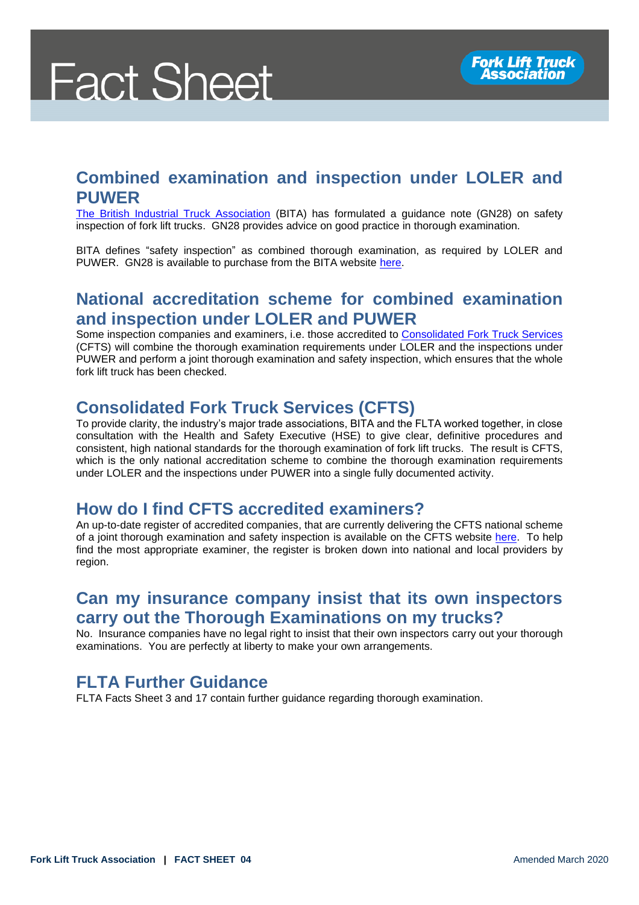## Combined examination and inspection under LOLER and PUWER

The British Industrial Truck Association (BITA) has formulated a guidance note (GN28) on safety inspection of fork lift trucks. GN28 provides advice on good practice in thorough examination.

BITA defines "safety inspection" as combined thorough examination, as required by LOLER and PUWER. GN28 is available to purchase from the BITA website here.

## National accreditation scheme for combined examination and inspection under LOLER and PUWER

Some inspection companies and examiners, i.e. those accredited to Consolidated Fork Truck Services (CFTS) will combine the thorough examination requirements under LOLER and the inspections under PUWER and perform a joint thorough examination and safety inspection, which ensures that the whole fork lift truck has been checked.

## Consolidated Fork Truck Services (CFTS)

To provide clarity, the industry's major trade associations, BITA and the FLTA worked together, in close consultation with the Health and Safety Executive (HSE) to give clear, definitive procedures and consistent, high national standards for the thorough examination of fork lift trucks. The result is CFTS, which is the only national accreditation scheme to combine the thorough examination requirements under LOLER and the inspections under PUWER into a single fully documented activity.

## How do I find CFTS accredited examiners?

An up-to-date register of accredited companies, that are currently delivering the CFTS national scheme of a joint thorough examination and safety inspection is available on the CFTS website here. To help find the most appropriate examiner, the register is broken down into national and local providers by region.

## Can my insurance company insist that its own inspectors carry out the Thorough Examinations on my trucks?

No. Insurance companies have no legal right to insist that their own inspectors carry out your thorough examinations. You are perfectly at liberty to make your own arrangements.

## FLTA Further Guidance

FLTA Facts Sheet 3 and 17 contain further guidance regarding thorough examination.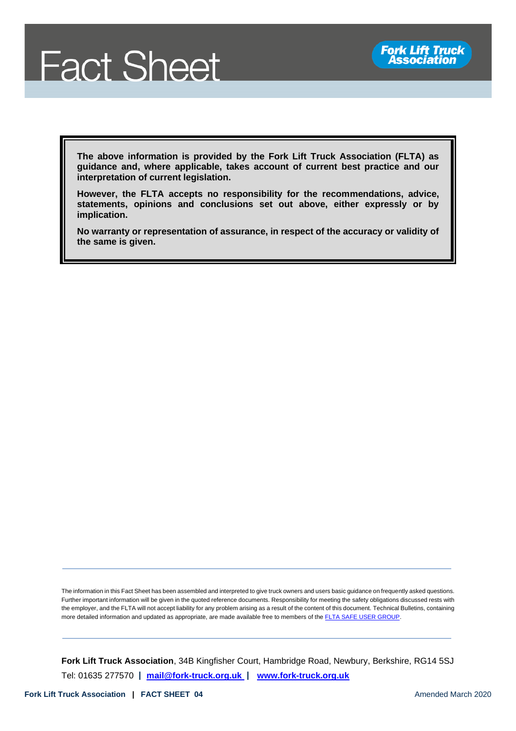# Fact Sheet

**The above information is provided by the Fork Lift Truck Association (FLTA) as guidance and, where applicable, takes account of current best practice and our interpretation of current legislation.**

**However, the FLTA accepts no responsibility for the recommendations, advice, statements, opinions and conclusions set out above, either expressly or by implication.**

**No warranty or representation of assurance, in respect of the accuracy or validity of the same is given.**

---

The information in this Fact Sheet has been assembled and interpreted to give truck owners and users basic guidance on frequently asked questions. Further important information will be given in the quoted reference documents. Responsibility for meeting the safety obligations discussed rests with the employer, and the FLTA will not accept liability for any problem arising as a result of the content of this document. Technical Bulletins, containing more detailed information and updated as appropriate, are made available free to members of the FLTA SAFE USER GROUP.

---

**Fork Lift Truck Association**, 34B Kingfisher Court, Hambridge Road, Newbury, Berkshire, RG14 5SJ
Tel: 01635 277570 **|** **mail@fork-truck.org.uk** **|** **www.fork-truck.org.uk**

**Fork Lift Truck Association | FACT SHEET 04** Amended March 2020